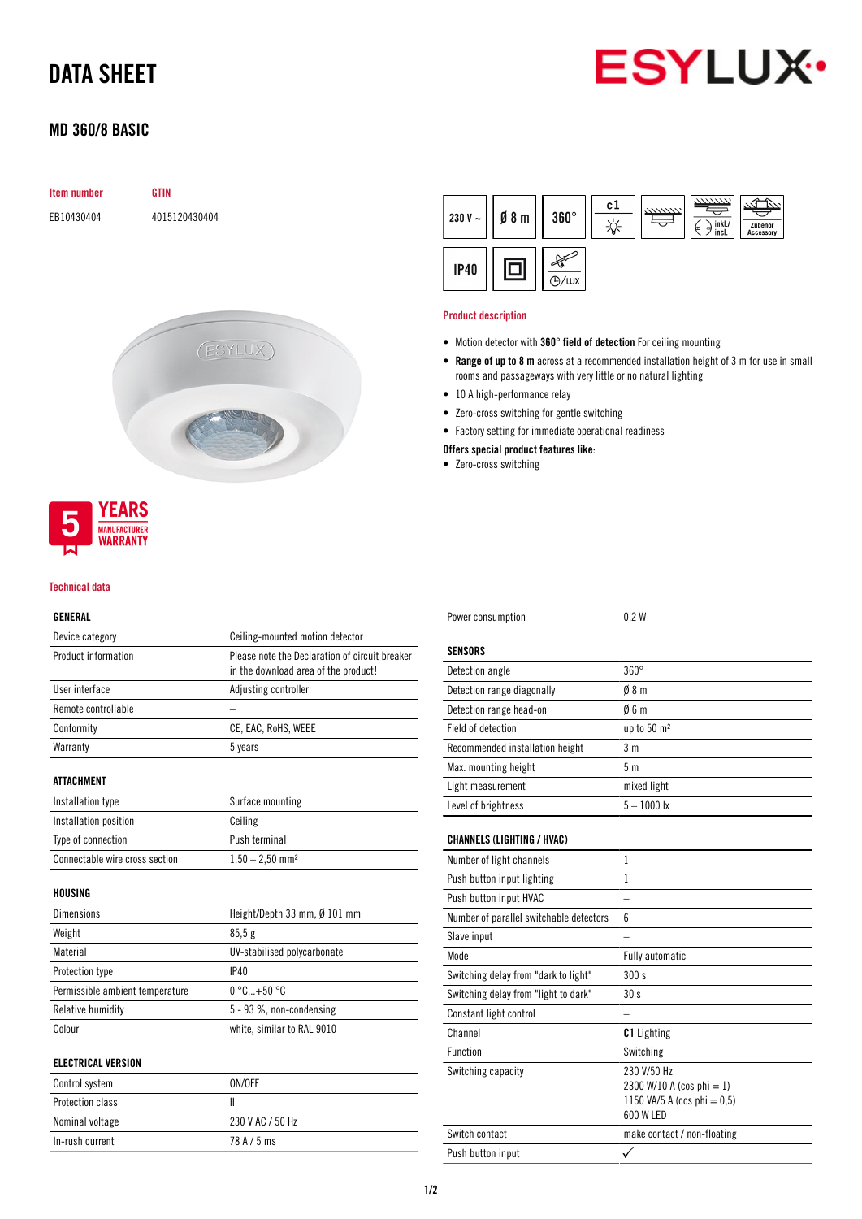# DATA SHEET

## MD 360/8 BASIC

| Item number | GTIN |
|---|---|
| EB10430404 | 4015120430404 |

230 V ~ | Ø 8 m | 360° | c1 | IP40

**5 YEARS MANUFACTURER WARRANTY**

### Product description

- Motion detector with **360° field of detection** For ceiling mounting
- **Range of up to 8 m** across at a recommended installation height of 3 m for use in small rooms and passageways with very little or no natural lighting
- 10 A high-performance relay
- Zero-cross switching for gentle switching
- Factory setting for immediate operational readiness

**Offers special product features like**:

- Zero-cross switching

### Technical data

| GENERAL | |
|---|---|
| Device category | Ceiling-mounted motion detector |
| Product information | Please note the Declaration of circuit breaker in the download area of the product! |
| User interface | Adjusting controller |
| Remote controllable | – |
| Conformity | CE, EAC, RoHS, WEEE |
| Warranty | 5 years |

| ATTACHMENT | |
|---|---|
| Installation type | Surface mounting |
| Installation position | Ceiling |
| Type of connection | Push terminal |
| Connectable wire cross section | 1,50 – 2,50 mm² |

| HOUSING | |
|---|---|
| Dimensions | Height/Depth 33 mm, Ø 101 mm |
| Weight | 85,5 g |
| Material | UV-stabilised polycarbonate |
| Protection type | IP40 |
| Permissible ambient temperature | 0 °C...+50 °C |
| Relative humidity | 5 - 93 %, non-condensing |
| Colour | white, similar to RAL 9010 |

| ELECTRICAL VERSION | |
|---|---|
| Control system | ON/OFF |
| Protection class | II |
| Nominal voltage | 230 V AC / 50 Hz |
| In-rush current | 78 A / 5 ms |
| Power consumption | 0,2 W |

| SENSORS | |
|---|---|
| Detection angle | 360° |
| Detection range diagonally | Ø 8 m |
| Detection range head-on | Ø 6 m |
| Field of detection | up to 50 m² |
| Recommended installation height | 3 m |
| Max. mounting height | 5 m |
| Light measurement | mixed light |
| Level of brightness | 5 – 1000 lx |

| CHANNELS (LIGHTING / HVAC) | |
|---|---|
| Number of light channels | 1 |
| Push button input lighting | 1 |
| Push button input HVAC | – |
| Number of parallel switchable detectors | 6 |
| Slave input | – |
| Mode | Fully automatic |
| Switching delay from "dark to light" | 300 s |
| Switching delay from "light to dark" | 30 s |
| Constant light control | – |
| Channel | **C1** Lighting |
| Function | Switching |
| Switching capacity | 230 V/50 Hz<br>2300 W/10 A (cos phi = 1)<br>1150 VA/5 A (cos phi = 0,5)<br>600 W LED |
| Switch contact | make contact / non-floating |
| Push button input | ✓ |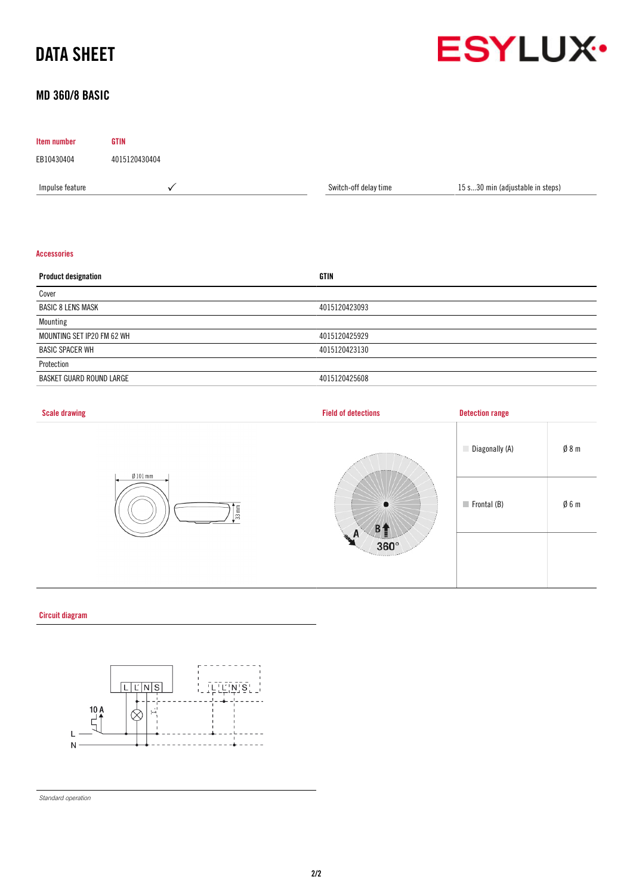# DATA SHEET

## MD 360/8 BASIC

| Item number | GTIN |
| --- | --- |
| EB10430404 | 4015120430404 |

| | | | |
| --- | --- | --- | --- |
| Impulse feature | ✓ | Switch-off delay time | 15 s...30 min (adjustable in steps) |

### Accessories

| Product designation | GTIN |
| --- | --- |
| Cover | |
| BASIC 8 LENS MASK | 4015120423093 |
| Mounting | |
| MOUNTING SET IP20 FM 62 WH | 4015120425929 |
| BASIC SPACER WH | 4015120423130 |
| Protection | |
| BASKET GUARD ROUND LARGE | 4015120425608 |

### Scale drawing

Ø 101 mm

33 mm

### Field of detections

A

B

360°

### Detection range

| | |
| --- | --- |
| Diagonally (A) | Ø 8 m |
| Frontal (B) | Ø 6 m |

### Circuit diagram

L L' N S

L L' N S

10 A

L

N

*Standard operation*